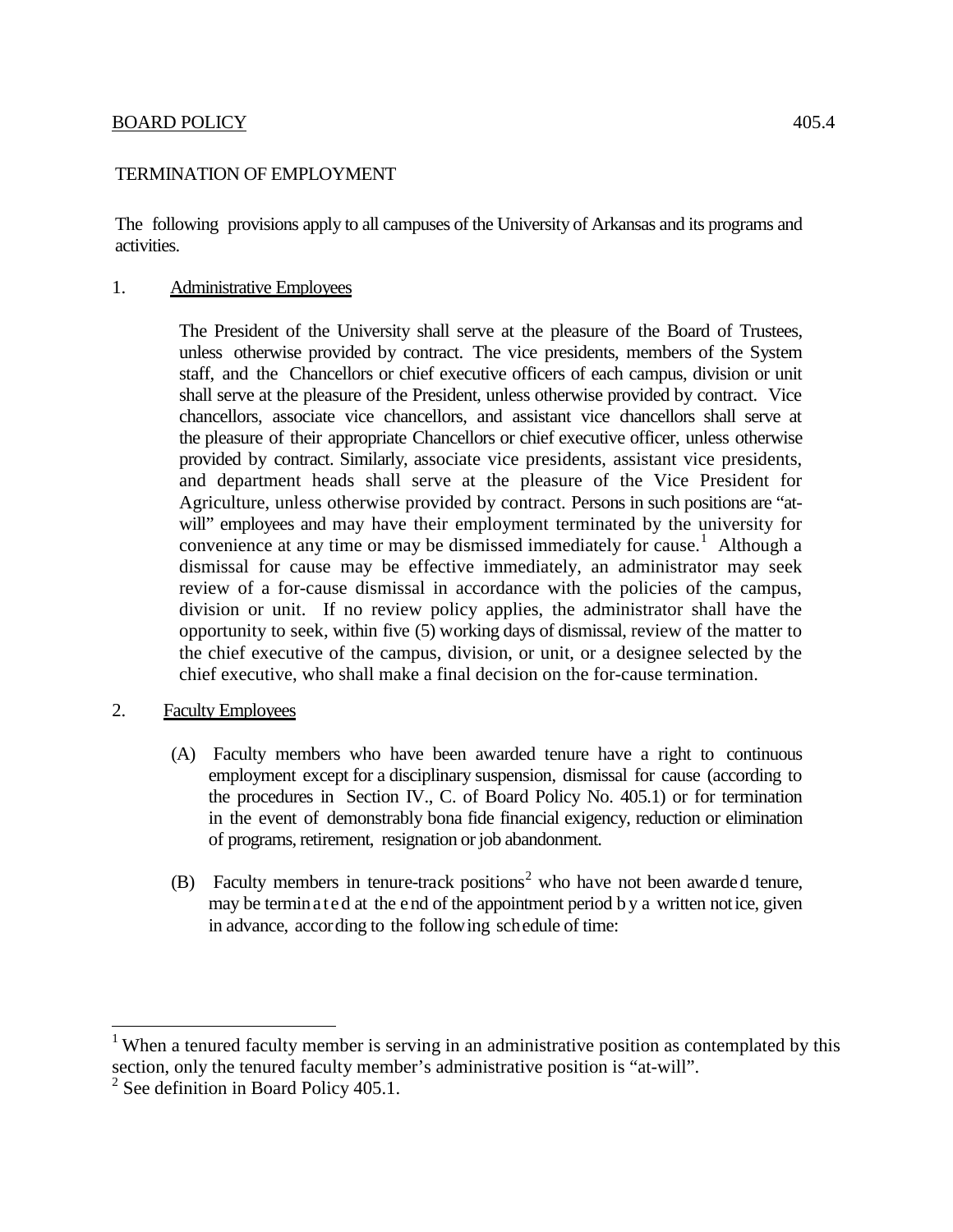BOARD POLICY 405.4

# TERMINATION OF EMPLOYMENT

The following provisions apply to all campuses of the University of Arkansas and its programs and activities.

1. Administrative Employees

   The President of the University shall serve at the pleasure of the Board of Trustees, unless otherwise provided by contract. The vice presidents, members of the System staff, and the Chancellors or chief executive officers of each campus, division or unit shall serve at the pleasure of the President, unless otherwise provided by contract. Vice chancellors, associate vice chancellors, and assistant vice chancellors shall serve at the pleasure of their appropriate Chancellors or chief executive officer, unless otherwise provided by contract. Similarly, associate vice presidents, assistant vice presidents, and department heads shall serve at the pleasure of the Vice President for Agriculture, unless otherwise provided by contract. Persons in such positions are "at-will" employees and may have their employment terminated by the university for convenience at any time or may be dismissed immediately for cause.[1] Although a dismissal for cause may be effective immediately, an administrator may seek review of a for-cause dismissal in accordance with the policies of the campus, division or unit. If no review policy applies, the administrator shall have the opportunity to seek, within five (5) working days of dismissal, review of the matter to the chief executive of the campus, division, or unit, or a designee selected by the chief executive, who shall make a final decision on the for-cause termination.

2. Faculty Employees

   (A) Faculty members who have been awarded tenure have a right to continuous employment except for a disciplinary suspension, dismissal for cause (according to the procedures in Section IV., C. of Board Policy No. 405.1) or for termination in the event of demonstrably bona fide financial exigency, reduction or elimination of programs, retirement, resignation or job abandonment.

   (B) Faculty members in tenure-track positions[2] who have not been awarded tenure, may be terminated at the end of the appointment period by a written notice, given in advance, according to the following schedule of time:

---

[1] When a tenured faculty member is serving in an administrative position as contemplated by this section, only the tenured faculty member's administrative position is "at-will".

[2] See definition in Board Policy 405.1.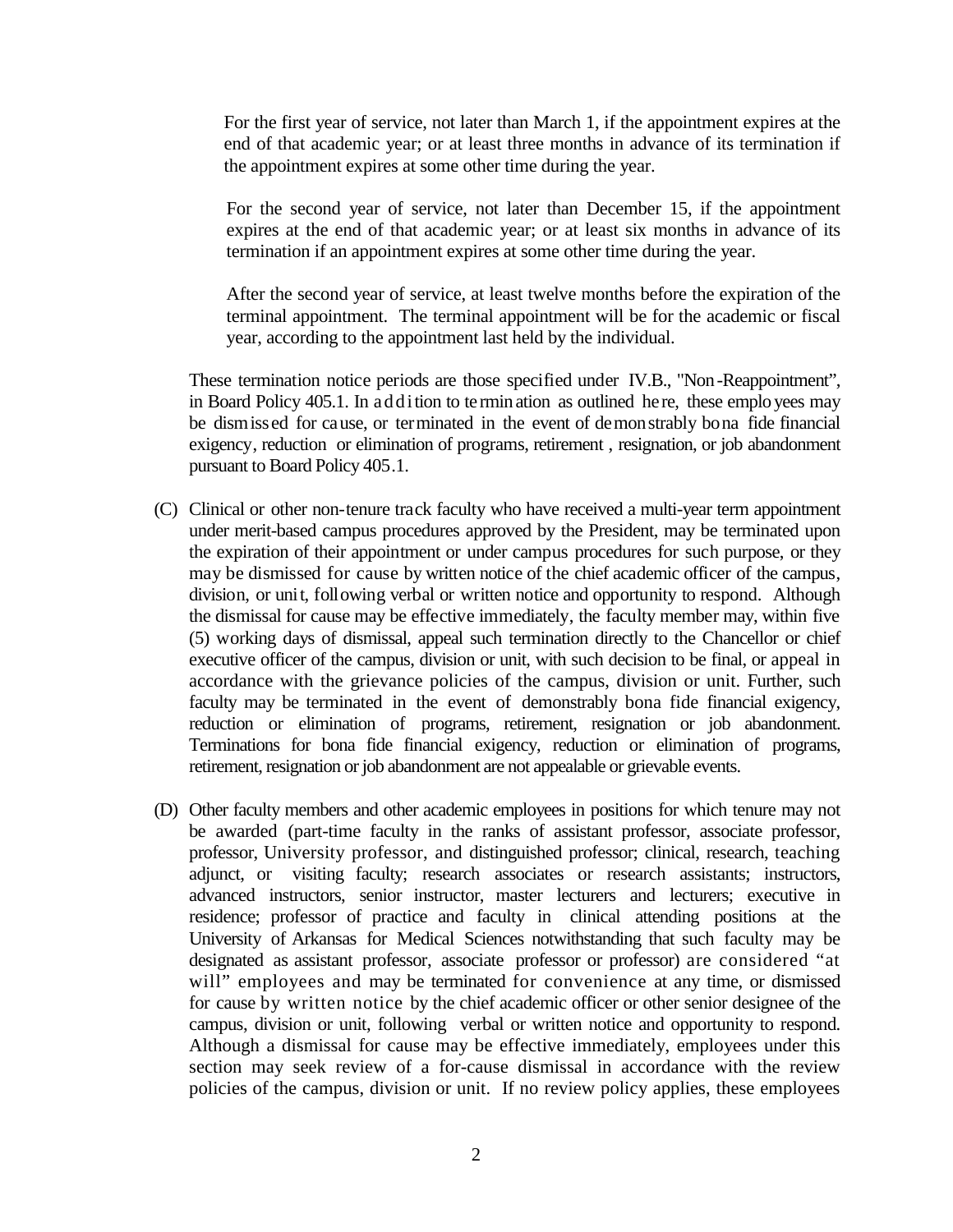For the first year of service, not later than March 1, if the appointment expires at the end of that academic year; or at least three months in advance of its termination if the appointment expires at some other time during the year.

For the second year of service, not later than December 15, if the appointment expires at the end of that academic year; or at least six months in advance of its termination if an appointment expires at some other time during the year.

After the second year of service, at least twelve months before the expiration of the terminal appointment. The terminal appointment will be for the academic or fiscal year, according to the appointment last held by the individual.

These termination notice periods are those specified under IV.B., "Non-Reappointment", in Board Policy 405.1. In addition to termination as outlined here, these employees may be dismissed for cause, or terminated in the event of demonstrably bona fide financial exigency, reduction or elimination of programs, retirement , resignation, or job abandonment pursuant to Board Policy 405.1.

(C) Clinical or other non-tenure track faculty who have received a multi-year term appointment under merit-based campus procedures approved by the President, may be terminated upon the expiration of their appointment or under campus procedures for such purpose, or they may be dismissed for cause by written notice of the chief academic officer of the campus, division, or unit, following verbal or written notice and opportunity to respond. Although the dismissal for cause may be effective immediately, the faculty member may, within five (5) working days of dismissal, appeal such termination directly to the Chancellor or chief executive officer of the campus, division or unit, with such decision to be final, or appeal in accordance with the grievance policies of the campus, division or unit. Further, such faculty may be terminated in the event of demonstrably bona fide financial exigency, reduction or elimination of programs, retirement, resignation or job abandonment. Terminations for bona fide financial exigency, reduction or elimination of programs, retirement, resignation or job abandonment are not appealable or grievable events.

(D) Other faculty members and other academic employees in positions for which tenure may not be awarded (part-time faculty in the ranks of assistant professor, associate professor, professor, University professor, and distinguished professor; clinical, research, teaching adjunct, or visiting faculty; research associates or research assistants; instructors, advanced instructors, senior instructor, master lecturers and lecturers; executive in residence; professor of practice and faculty in clinical attending positions at the University of Arkansas for Medical Sciences notwithstanding that such faculty may be designated as assistant professor, associate professor or professor) are considered "at will" employees and may be terminated for convenience at any time, or dismissed for cause by written notice by the chief academic officer or other senior designee of the campus, division or unit, following verbal or written notice and opportunity to respond. Although a dismissal for cause may be effective immediately, employees under this section may seek review of a for-cause dismissal in accordance with the review policies of the campus, division or unit. If no review policy applies, these employees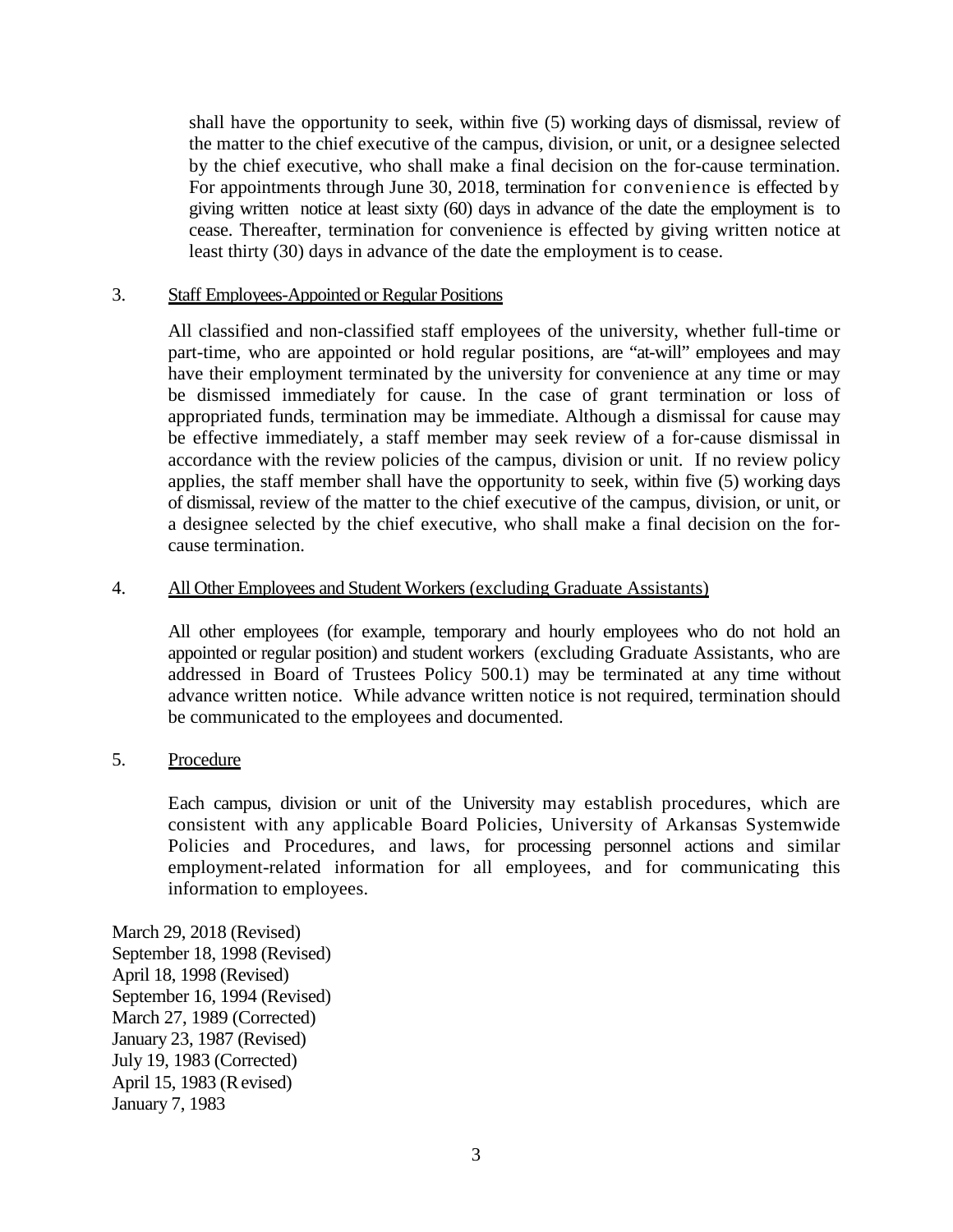shall have the opportunity to seek, within five (5) working days of dismissal, review of the matter to the chief executive of the campus, division, or unit, or a designee selected by the chief executive, who shall make a final decision on the for-cause termination. For appointments through June 30, 2018, termination for convenience is effected by giving written notice at least sixty (60) days in advance of the date the employment is to cease. Thereafter, termination for convenience is effected by giving written notice at least thirty (30) days in advance of the date the employment is to cease.

3. Staff Employees-Appointed or Regular Positions

All classified and non-classified staff employees of the university, whether full-time or part-time, who are appointed or hold regular positions, are "at-will" employees and may have their employment terminated by the university for convenience at any time or may be dismissed immediately for cause. In the case of grant termination or loss of appropriated funds, termination may be immediate. Although a dismissal for cause may be effective immediately, a staff member may seek review of a for-cause dismissal in accordance with the review policies of the campus, division or unit. If no review policy applies, the staff member shall have the opportunity to seek, within five (5) working days of dismissal, review of the matter to the chief executive of the campus, division, or unit, or a designee selected by the chief executive, who shall make a final decision on the for-cause termination.

4. All Other Employees and Student Workers (excluding Graduate Assistants)

All other employees (for example, temporary and hourly employees who do not hold an appointed or regular position) and student workers (excluding Graduate Assistants, who are addressed in Board of Trustees Policy 500.1) may be terminated at any time without advance written notice. While advance written notice is not required, termination should be communicated to the employees and documented.

5. Procedure

Each campus, division or unit of the University may establish procedures, which are consistent with any applicable Board Policies, University of Arkansas Systemwide Policies and Procedures, and laws, for processing personnel actions and similar employment-related information for all employees, and for communicating this information to employees.

March 29, 2018 (Revised)
September 18, 1998 (Revised)
April 18, 1998 (Revised)
September 16, 1994 (Revised)
March 27, 1989 (Corrected)
January 23, 1987 (Revised)
July 19, 1983 (Corrected)
April 15, 1983 (Revised)
January 7, 1983